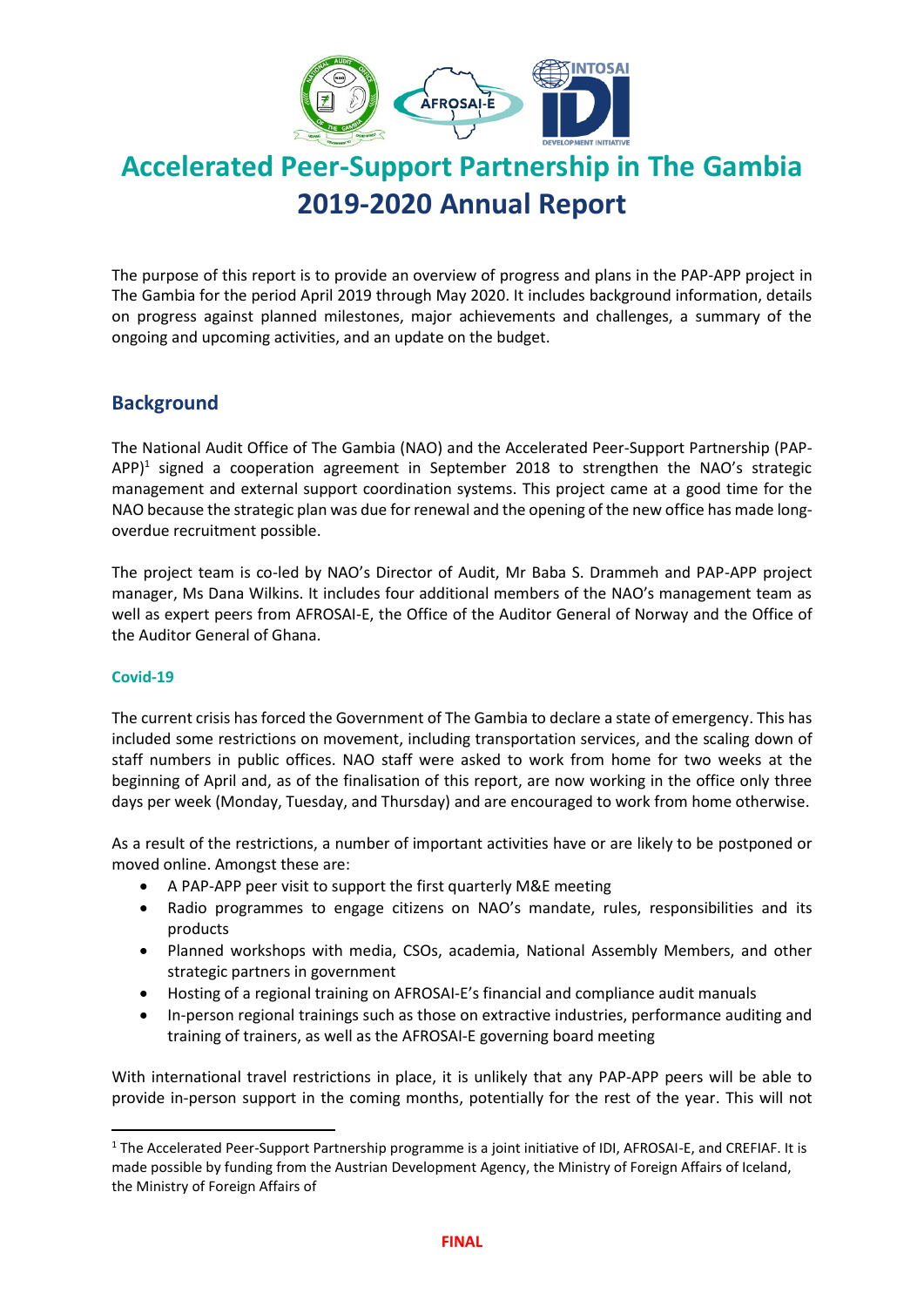# Accelerated Peer-Support Partnership in The Gambia
# 2019-2020 Annual Report

The purpose of this report is to provide an overview of progress and plans in the PAP-APP project in The Gambia for the period April 2019 through May 2020. It includes background information, details on progress against planned milestones, major achievements and challenges, a summary of the ongoing and upcoming activities, and an update on the budget.

## Background

The National Audit Office of The Gambia (NAO) and the Accelerated Peer-Support Partnership (PAP-APP)[1] signed a cooperation agreement in September 2018 to strengthen the NAO's strategic management and external support coordination systems. This project came at a good time for the NAO because the strategic plan was due for renewal and the opening of the new office has made long-overdue recruitment possible.

The project team is co-led by NAO's Director of Audit, Mr Baba S. Drammeh and PAP-APP project manager, Ms Dana Wilkins. It includes four additional members of the NAO's management team as well as expert peers from AFROSAI-E, the Office of the Auditor General of Norway and the Office of the Auditor General of Ghana.

### Covid-19

The current crisis has forced the Government of The Gambia to declare a state of emergency. This has included some restrictions on movement, including transportation services, and the scaling down of staff numbers in public offices. NAO staff were asked to work from home for two weeks at the beginning of April and, as of the finalisation of this report, are now working in the office only three days per week (Monday, Tuesday, and Thursday) and are encouraged to work from home otherwise.

As a result of the restrictions, a number of important activities have or are likely to be postponed or moved online. Amongst these are:

- A PAP-APP peer visit to support the first quarterly M&E meeting
- Radio programmes to engage citizens on NAO's mandate, rules, responsibilities and its products
- Planned workshops with media, CSOs, academia, National Assembly Members, and other strategic partners in government
- Hosting of a regional training on AFROSAI-E's financial and compliance audit manuals
- In-person regional trainings such as those on extractive industries, performance auditing and training of trainers, as well as the AFROSAI-E governing board meeting

With international travel restrictions in place, it is unlikely that any PAP-APP peers will be able to provide in-person support in the coming months, potentially for the rest of the year. This will not

[1] The Accelerated Peer-Support Partnership programme is a joint initiative of IDI, AFROSAI-E, and CREFIAF. It is made possible by funding from the Austrian Development Agency, the Ministry of Foreign Affairs of Iceland, the Ministry of Foreign Affairs of

FINAL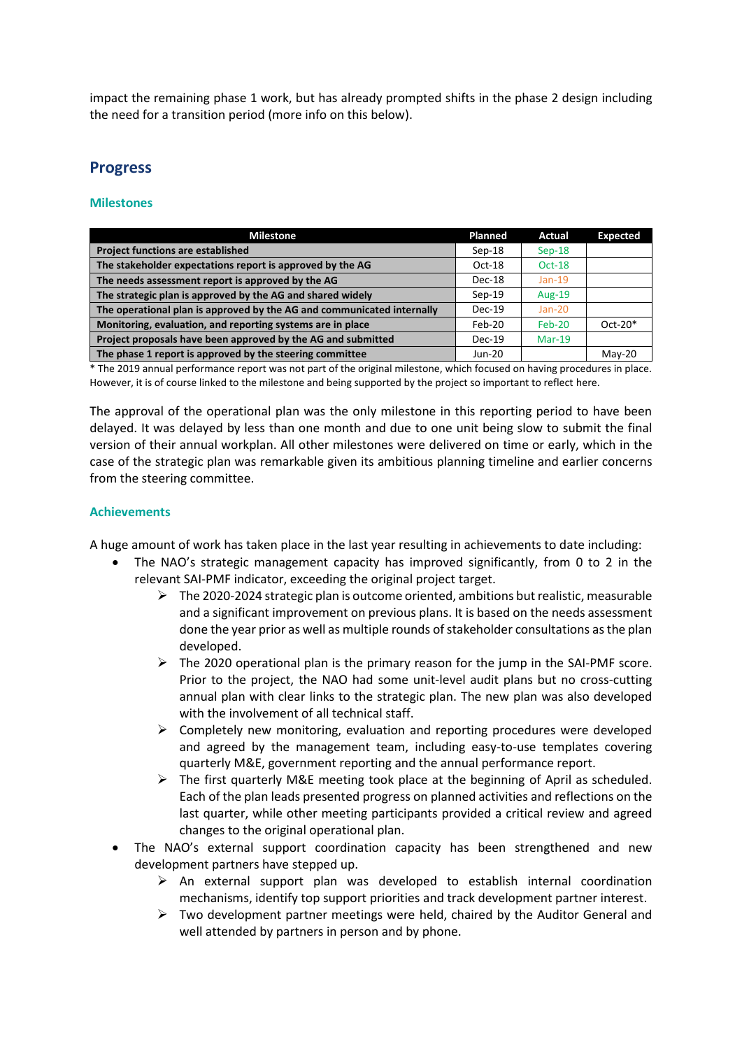impact the remaining phase 1 work, but has already prompted shifts in the phase 2 design including the need for a transition period (more info on this below).

## Progress

### Milestones

| Milestone | Planned | Actual | Expected |
|---|---|---|---|
| **Project functions are established** | Sep-18 | Sep-18 | |
| **The stakeholder expectations report is approved by the AG** | Oct-18 | Oct-18 | |
| **The needs assessment report is approved by the AG** | Dec-18 | Jan-19 | |
| **The strategic plan is approved by the AG and shared widely** | Sep-19 | Aug-19 | |
| **The operational plan is approved by the AG and communicated internally** | Dec-19 | Jan-20 | |
| **Monitoring, evaluation, and reporting systems are in place** | Feb-20 | Feb-20 | Oct-20* |
| **Project proposals have been approved by the AG and submitted** | Dec-19 | Mar-19 | |
| **The phase 1 report is approved by the steering committee** | Jun-20 | | May-20 |

* The 2019 annual performance report was not part of the original milestone, which focused on having procedures in place. However, it is of course linked to the milestone and being supported by the project so important to reflect here.

The approval of the operational plan was the only milestone in this reporting period to have been delayed. It was delayed by less than one month and due to one unit being slow to submit the final version of their annual workplan. All other milestones were delivered on time or early, which in the case of the strategic plan was remarkable given its ambitious planning timeline and earlier concerns from the steering committee.

### Achievements

A huge amount of work has taken place in the last year resulting in achievements to date including:

- The NAO's strategic management capacity has improved significantly, from 0 to 2 in the relevant SAI-PMF indicator, exceeding the original project target.
  - The 2020-2024 strategic plan is outcome oriented, ambitions but realistic, measurable and a significant improvement on previous plans. It is based on the needs assessment done the year prior as well as multiple rounds of stakeholder consultations as the plan developed.
  - The 2020 operational plan is the primary reason for the jump in the SAI-PMF score. Prior to the project, the NAO had some unit-level audit plans but no cross-cutting annual plan with clear links to the strategic plan. The new plan was also developed with the involvement of all technical staff.
  - Completely new monitoring, evaluation and reporting procedures were developed and agreed by the management team, including easy-to-use templates covering quarterly M&E, government reporting and the annual performance report.
  - The first quarterly M&E meeting took place at the beginning of April as scheduled. Each of the plan leads presented progress on planned activities and reflections on the last quarter, while other meeting participants provided a critical review and agreed changes to the original operational plan.
- The NAO's external support coordination capacity has been strengthened and new development partners have stepped up.
  - An external support plan was developed to establish internal coordination mechanisms, identify top support priorities and track development partner interest.
  - Two development partner meetings were held, chaired by the Auditor General and well attended by partners in person and by phone.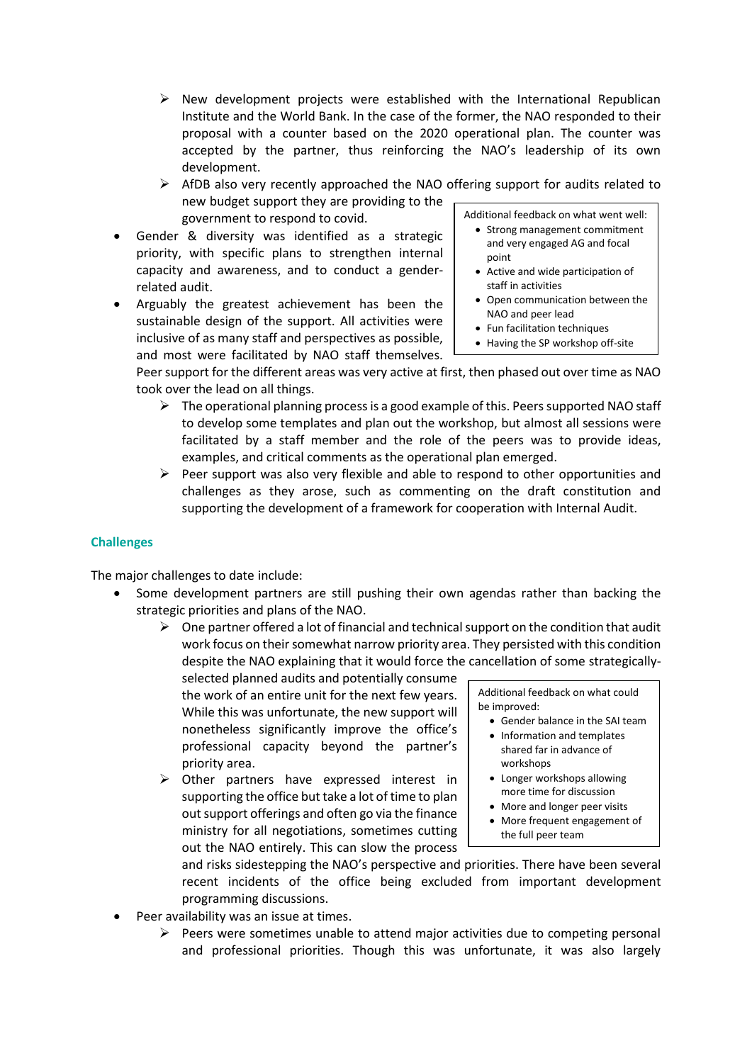- New development projects were established with the International Republican Institute and the World Bank. In the case of the former, the NAO responded to their proposal with a counter based on the 2020 operational plan. The counter was accepted by the partner, thus reinforcing the NAO's leadership of its own development.
  - AfDB also very recently approached the NAO offering support for audits related to new budget support they are providing to the government to respond to covid.
- Gender & diversity was identified as a strategic priority, with specific plans to strengthen internal capacity and awareness, and to conduct a gender-related audit.
- Arguably the greatest achievement has been the sustainable design of the support. All activities were inclusive of as many staff and perspectives as possible, and most were facilitated by NAO staff themselves. Peer support for the different areas was very active at first, then phased out over time as NAO took over the lead on all things.
  - The operational planning process is a good example of this. Peers supported NAO staff to develop some templates and plan out the workshop, but almost all sessions were facilitated by a staff member and the role of the peers was to provide ideas, examples, and critical comments as the operational plan emerged.
  - Peer support was also very flexible and able to respond to other opportunities and challenges as they arose, such as commenting on the draft constitution and supporting the development of a framework for cooperation with Internal Audit.

> Additional feedback on what went well:
> - Strong management commitment and very engaged AG and focal point
> - Active and wide participation of staff in activities
> - Open communication between the NAO and peer lead
> - Fun facilitation techniques
> - Having the SP workshop off-site

## Challenges

The major challenges to date include:

- Some development partners are still pushing their own agendas rather than backing the strategic priorities and plans of the NAO.
  - One partner offered a lot of financial and technical support on the condition that audit work focus on their somewhat narrow priority area. They persisted with this condition despite the NAO explaining that it would force the cancellation of some strategically-selected planned audits and potentially consume the work of an entire unit for the next few years. While this was unfortunate, the new support will nonetheless significantly improve the office's professional capacity beyond the partner's priority area.
  - Other partners have expressed interest in supporting the office but take a lot of time to plan out support offerings and often go via the finance ministry for all negotiations, sometimes cutting out the NAO entirely. This can slow the process and risks sidestepping the NAO's perspective and priorities. There have been several recent incidents of the office being excluded from important development programming discussions.
- Peer availability was an issue at times.
  - Peers were sometimes unable to attend major activities due to competing personal and professional priorities. Though this was unfortunate, it was also largely

> Additional feedback on what could be improved:
> - Gender balance in the SAI team
> - Information and templates shared far in advance of workshops
> - Longer workshops allowing more time for discussion
> - More and longer peer visits
> - More frequent engagement of the full peer team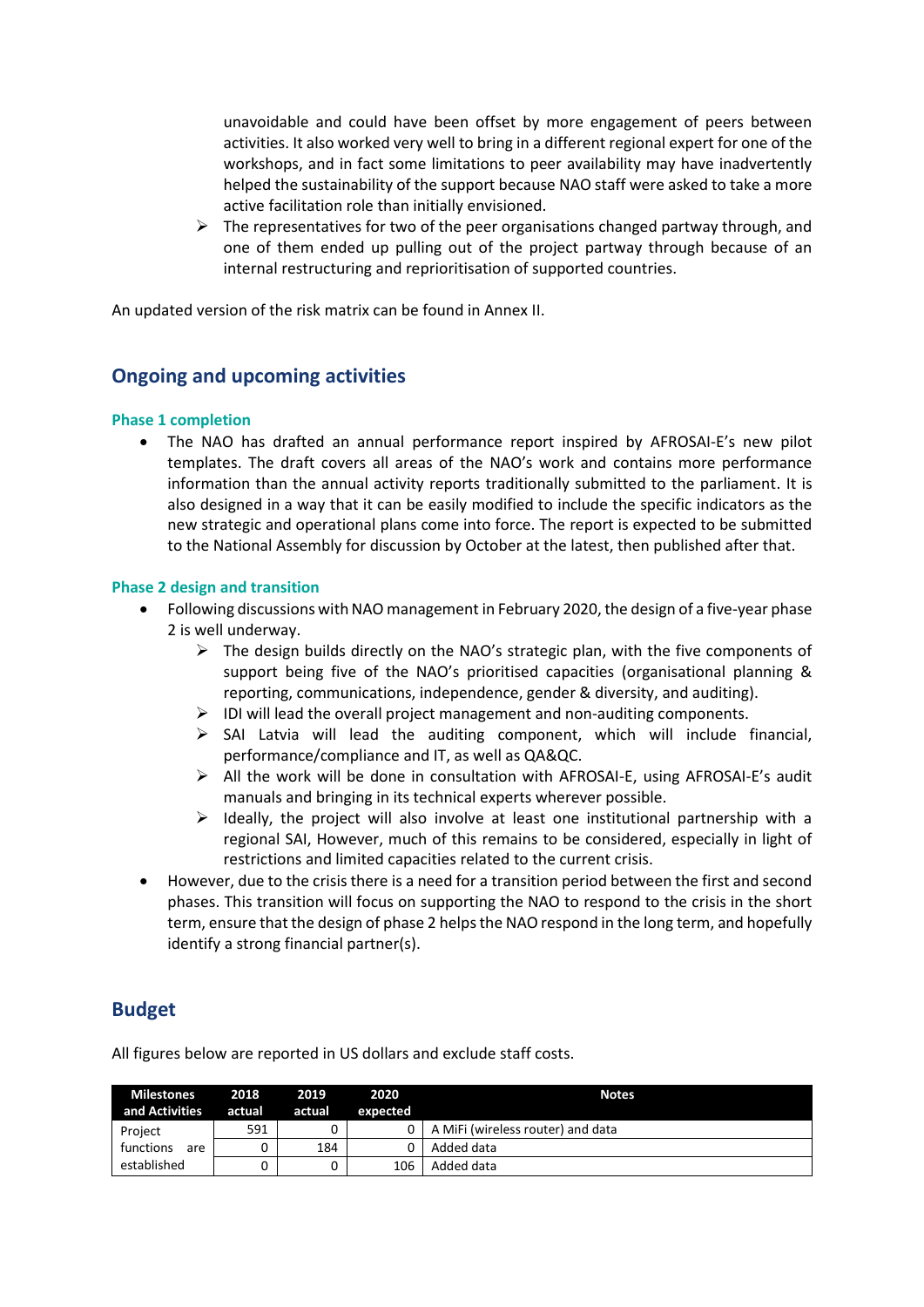unavoidable and could have been offset by more engagement of peers between activities. It also worked very well to bring in a different regional expert for one of the workshops, and in fact some limitations to peer availability may have inadvertently helped the sustainability of the support because NAO staff were asked to take a more active facilitation role than initially envisioned.
   - The representatives for two of the peer organisations changed partway through, and one of them ended up pulling out of the project partway through because of an internal restructuring and reprioritisation of supported countries.

An updated version of the risk matrix can be found in Annex II.

## Ongoing and upcoming activities

### Phase 1 completion

- The NAO has drafted an annual performance report inspired by AFROSAI-E's new pilot templates. The draft covers all areas of the NAO's work and contains more performance information than the annual activity reports traditionally submitted to the parliament. It is also designed in a way that it can be easily modified to include the specific indicators as the new strategic and operational plans come into force. The report is expected to be submitted to the National Assembly for discussion by October at the latest, then published after that.

### Phase 2 design and transition

- Following discussions with NAO management in February 2020, the design of a five-year phase 2 is well underway.
   - The design builds directly on the NAO's strategic plan, with the five components of support being five of the NAO's prioritised capacities (organisational planning & reporting, communications, independence, gender & diversity, and auditing).
   - IDI will lead the overall project management and non-auditing components.
   - SAI Latvia will lead the auditing component, which will include financial, performance/compliance and IT, as well as QA&QC.
   - All the work will be done in consultation with AFROSAI-E, using AFROSAI-E's audit manuals and bringing in its technical experts wherever possible.
   - Ideally, the project will also involve at least one institutional partnership with a regional SAI, However, much of this remains to be considered, especially in light of restrictions and limited capacities related to the current crisis.
- However, due to the crisis there is a need for a transition period between the first and second phases. This transition will focus on supporting the NAO to respond to the crisis in the short term, ensure that the design of phase 2 helps the NAO respond in the long term, and hopefully identify a strong financial partner(s).

## Budget

All figures below are reported in US dollars and exclude staff costs.

| Milestones and Activities | 2018 actual | 2019 actual | 2020 expected | Notes |
|---|---|---|---|---|
| Project functions are established | 591 | 0 | 0 | A MiFi (wireless router) and data |
| | 0 | 184 | 0 | Added data |
| | 0 | 0 | 106 | Added data |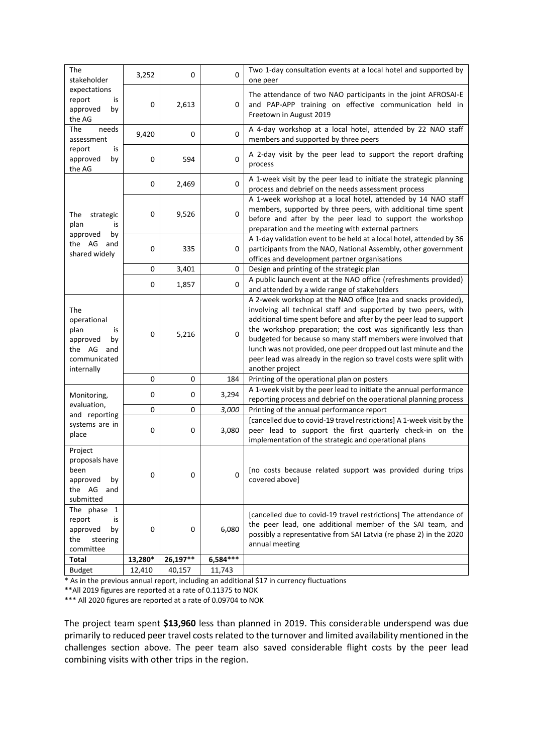| | | | | |
|---|---|---|---|---|
| The stakeholder expectations report is approved by the AG | 3,252 | 0 | 0 | Two 1-day consultation events at a local hotel and supported by one peer |
| | 0 | 2,613 | 0 | The attendance of two NAO participants in the joint AFROSAI-E and PAP-APP training on effective communication held in Freetown in August 2019 |
| The needs assessment report is approved by the AG | 9,420 | 0 | 0 | A 4-day workshop at a local hotel, attended by 22 NAO staff members and supported by three peers |
| | 0 | 594 | 0 | A 2-day visit by the peer lead to support the report drafting process |
| The strategic plan is approved by the AG and shared widely | 0 | 2,469 | 0 | A 1-week visit by the peer lead to initiate the strategic planning process and debrief on the needs assessment process |
| | 0 | 9,526 | 0 | A 1-week workshop at a local hotel, attended by 14 NAO staff members, supported by three peers, with additional time spent before and after by the peer lead to support the workshop preparation and the meeting with external partners |
| | 0 | 335 | 0 | A 1-day validation event to be held at a local hotel, attended by 36 participants from the NAO, National Assembly, other government offices and development partner organisations |
| | 0 | 3,401 | 0 | Design and printing of the strategic plan |
| | 0 | 1,857 | 0 | A public launch event at the NAO office (refreshments provided) and attended by a wide range of stakeholders |
| The operational plan is approved by the AG and communicated internally | 0 | 5,216 | 0 | A 2-week workshop at the NAO office (tea and snacks provided), involving all technical staff and supported by two peers, with additional time spent before and after by the peer lead to support the workshop preparation; the cost was significantly less than budgeted for because so many staff members were involved that lunch was not provided, one peer dropped out last minute and the peer lead was already in the region so travel costs were split with another project |
| | 0 | 0 | 184 | Printing of the operational plan on posters |
| Monitoring, evaluation, and reporting systems are in place | 0 | 0 | 3,294 | A 1-week visit by the peer lead to initiate the annual performance reporting process and debrief on the operational planning process |
| | 0 | 0 | *3,000* | Printing of the annual performance report |
| | 0 | 0 | ~~3,080~~ | [cancelled due to covid-19 travel restrictions] A 1-week visit by the peer lead to support the first quarterly check-in on the implementation of the strategic and operational plans |
| Project proposals have been approved by the AG and submitted | 0 | 0 | 0 | [no costs because related support was provided during trips covered above] |
| The phase 1 report is approved by the steering committee | 0 | 0 | ~~6,080~~ | [cancelled due to covid-19 travel restrictions] The attendance of the peer lead, one additional member of the SAI team, and possibly a representative from SAI Latvia (re phase 2) in the 2020 annual meeting |
| **Total** | **13,280*** | **26,197**** | **6,584***** | |
| Budget | 12,410 | 40,157 | 11,743 | |

\* As in the previous annual report, including an additional $17 in currency fluctuations

\*\*All 2019 figures are reported at a rate of 0.11375 to NOK

\*\*\* All 2020 figures are reported at a rate of 0.09704 to NOK

The project team spent **$13,960** less than planned in 2019. This considerable underspend was due primarily to reduced peer travel costs related to the turnover and limited availability mentioned in the challenges section above. The peer team also saved considerable flight costs by the peer lead combining visits with other trips in the region.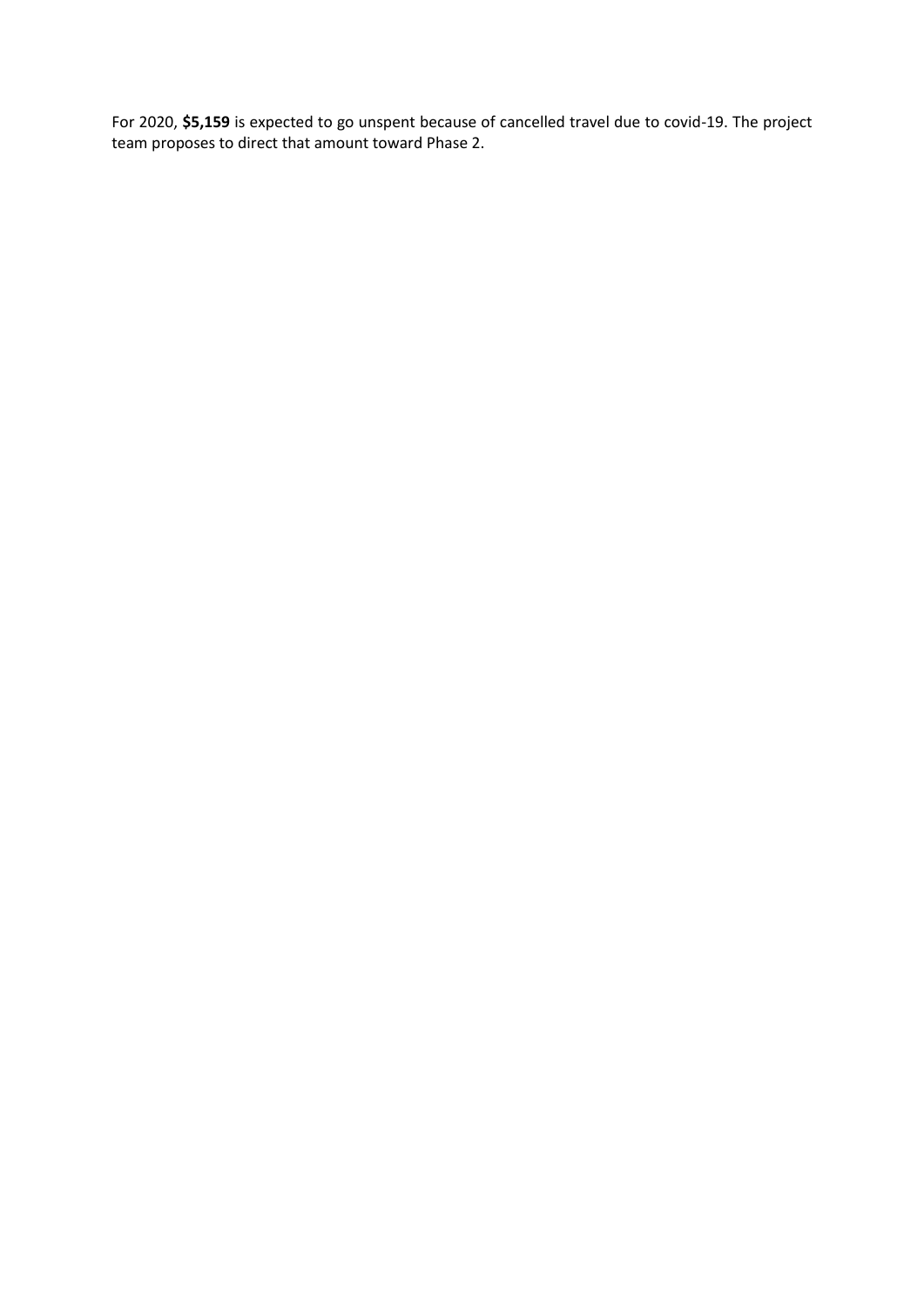For 2020, **$5,159** is expected to go unspent because of cancelled travel due to covid-19. The project team proposes to direct that amount toward Phase 2.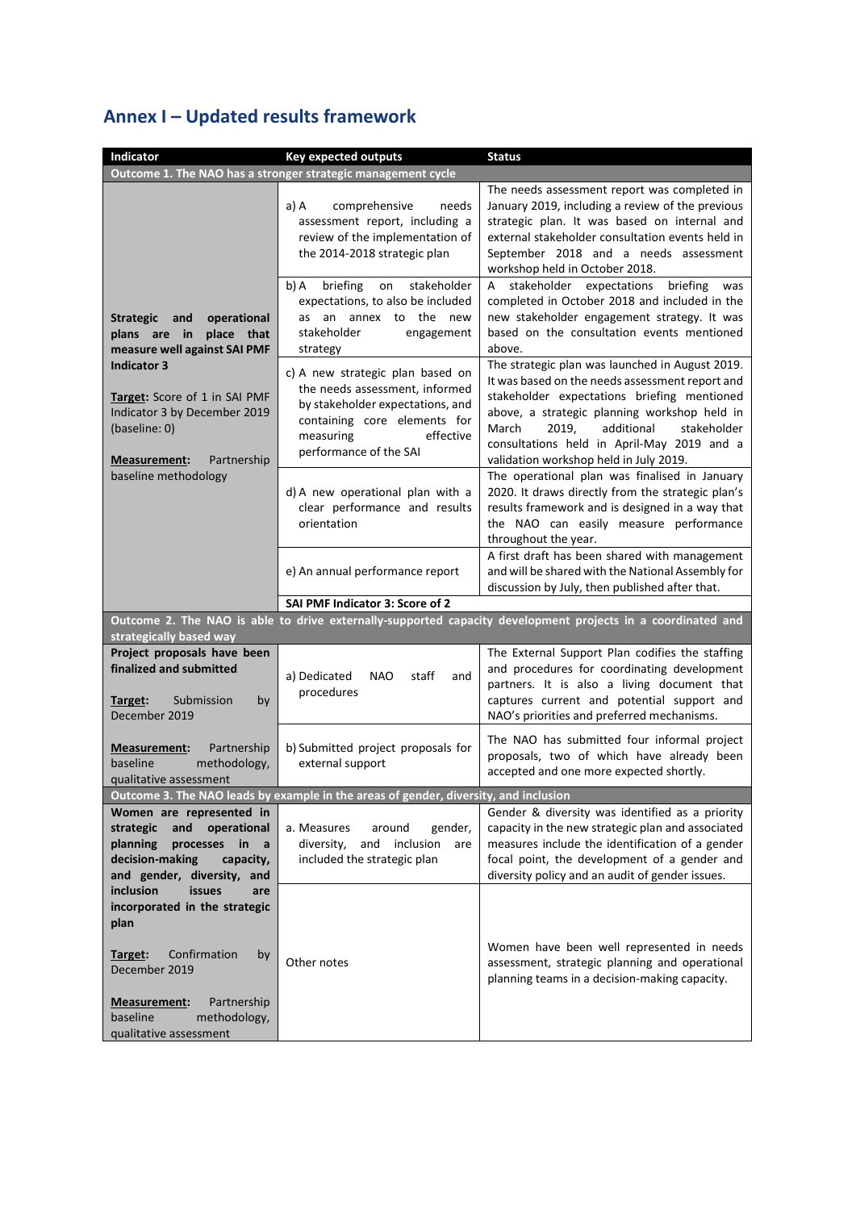## Annex I – Updated results framework

| Indicator | Key expected outputs | Status |
|---|---|---|
| **Outcome 1. The NAO has a stronger strategic management cycle** | | |
| **Strategic and operational plans are in place that measure well against SAI PMF Indicator 3**<br><br>**Target:** Score of 1 in SAI PMF Indicator 3 by December 2019 (baseline: 0)<br><br>**Measurement:** Partnership baseline methodology | a) A comprehensive needs assessment report, including a review of the implementation of the 2014-2018 strategic plan | The needs assessment report was completed in January 2019, including a review of the previous strategic plan. It was based on internal and external stakeholder consultation events held in September 2018 and a needs assessment workshop held in October 2018. |
| | b) A briefing on stakeholder expectations, to also be included as an annex to the new stakeholder engagement strategy | A stakeholder expectations briefing was completed in October 2018 and included in the new stakeholder engagement strategy. It was based on the consultation events mentioned above. |
| | c) A new strategic plan based on the needs assessment, informed by stakeholder expectations, and containing core elements for measuring effective performance of the SAI | The strategic plan was launched in August 2019. It was based on the needs assessment report and stakeholder expectations briefing mentioned above, a strategic planning workshop held in March 2019, additional stakeholder consultations held in April-May 2019 and a validation workshop held in July 2019. |
| | d) A new operational plan with a clear performance and results orientation | The operational plan was finalised in January 2020. It draws directly from the strategic plan's results framework and is designed in a way that the NAO can easily measure performance throughout the year. |
| | e) An annual performance report | A first draft has been shared with management and will be shared with the National Assembly for discussion by July, then published after that. |
| | **SAI PMF Indicator 3: Score of 2** | |
| **Outcome 2. The NAO is able to drive externally-supported capacity development projects in a coordinated and strategically based way** | | |
| **Project proposals have been finalized and submitted**<br><br>**Target:** Submission by December 2019<br><br>**Measurement:** Partnership baseline methodology, qualitative assessment | a) Dedicated NAO staff and procedures | The External Support Plan codifies the staffing and procedures for coordinating development partners. It is also a living document that captures current and potential support and NAO's priorities and preferred mechanisms. |
| | b) Submitted project proposals for external support | The NAO has submitted four informal project proposals, two of which have already been accepted and one more expected shortly. |
| **Outcome 3. The NAO leads by example in the areas of gender, diversity, and inclusion** | | |
| **Women are represented in strategic and operational planning processes in a decision-making capacity, and gender, diversity, and inclusion issues are incorporated in the strategic plan**<br><br>**Target:** Confirmation by December 2019<br><br>**Measurement:** Partnership baseline methodology, qualitative assessment | a. Measures around gender, diversity, and inclusion are included the strategic plan | Gender & diversity was identified as a priority capacity in the new strategic plan and associated measures include the identification of a gender focal point, the development of a gender and diversity policy and an audit of gender issues. |
| | Other notes | Women have been well represented in needs assessment, strategic planning and operational planning teams in a decision-making capacity. |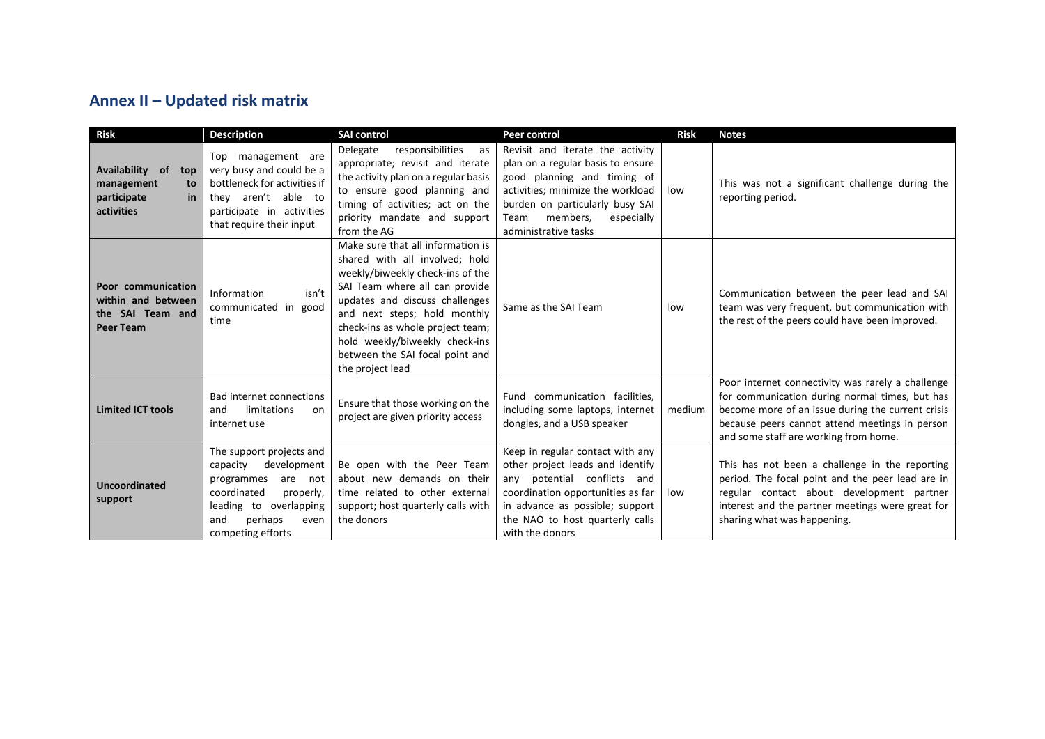## Annex II – Updated risk matrix

| Risk | Description | SAI control | Peer control | Risk | Notes |
|---|---|---|---|---|---|
| **Availability of top management to participate in activities** | Top management are very busy and could be a bottleneck for activities if they aren't able to participate in activities that require their input | Delegate responsibilities as appropriate; revisit and iterate the activity plan on a regular basis to ensure good planning and timing of activities; act on the priority mandate and support from the AG | Revisit and iterate the activity plan on a regular basis to ensure good planning and timing of activities; minimize the workload burden on particularly busy SAI Team members, especially administrative tasks | low | This was not a significant challenge during the reporting period. |
| **Poor communication within and between the SAI Team and Peer Team** | Information isn't communicated in good time | Make sure that all information is shared with all involved; hold weekly/biweekly check-ins of the SAI Team where all can provide updates and discuss challenges and next steps; hold monthly check-ins as whole project team; hold weekly/biweekly check-ins between the SAI focal point and the project lead | Same as the SAI Team | low | Communication between the peer lead and SAI team was very frequent, but communication with the rest of the peers could have been improved. |
| **Limited ICT tools** | Bad internet connections and limitations on internet use | Ensure that those working on the project are given priority access | Fund communication facilities, including some laptops, internet dongles, and a USB speaker | medium | Poor internet connectivity was rarely a challenge for communication during normal times, but has become more of an issue during the current crisis because peers cannot attend meetings in person and some staff are working from home. |
| **Uncoordinated support** | The support projects and capacity development programmes are not coordinated properly, leading to overlapping and perhaps even competing efforts | Be open with the Peer Team about new demands on their time related to other external support; host quarterly calls with the donors | Keep in regular contact with any other project leads and identify any potential conflicts and coordination opportunities as far in advance as possible; support the NAO to host quarterly calls with the donors | low | This has not been a challenge in the reporting period. The focal point and the peer lead are in regular contact about development partner interest and the partner meetings were great for sharing what was happening. |